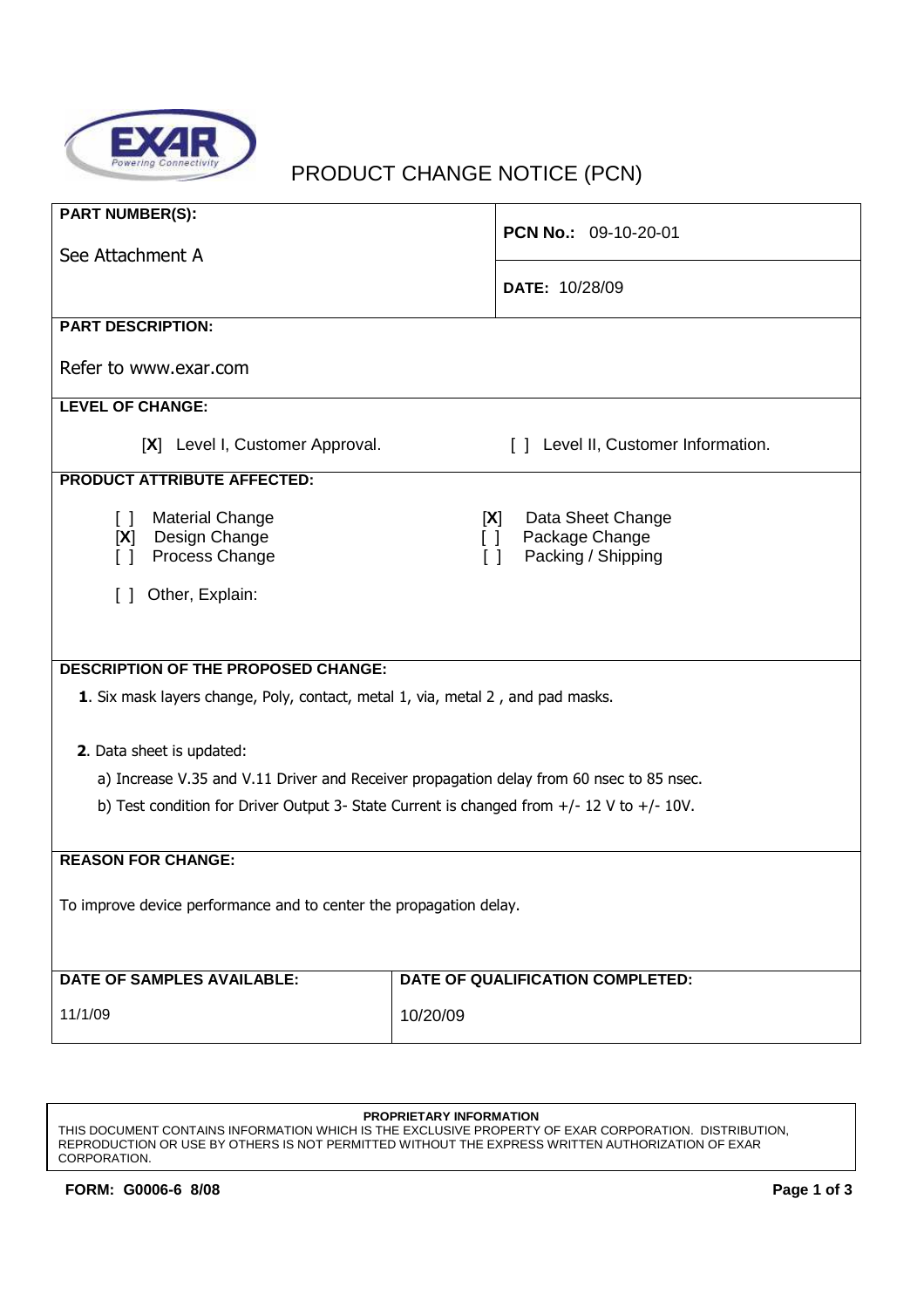# PRODUCT CHANGE NOTICE (PCN)

**PART NUMBER(S):**

See Attachment A

**PCN No.:** 09-10-20-01

**DATE:** 10/28/09

**PART DESCRIPTION:**

Refer to www.exar.com

**LEVEL OF CHANGE:**

[**X**] Level I, Customer Approval.    [ ] Level II, Customer Information.

**PRODUCT ATTRIBUTE AFFECTED:**

[ ] Material Change
[**X**] Design Change
[ ] Process Change

[**X**] Data Sheet Change
[ ] Package Change
[ ] Packing / Shipping

[ ] Other, Explain:

**DESCRIPTION OF THE PROPOSED CHANGE:**

**1**. Six mask layers change, Poly, contact, metal 1, via, metal 2 , and pad masks.

**2**. Data sheet is updated:

a) Increase V.35 and V.11 Driver and Receiver propagation delay from 60 nsec to 85 nsec.

b) Test condition for Driver Output 3- State Current is changed from +/- 12 V to +/- 10V.

**REASON FOR CHANGE:**

To improve device performance and to center the propagation delay.

| DATE OF SAMPLES AVAILABLE: | DATE OF QUALIFICATION COMPLETED: |
|---|---|
| 11/1/09 | 10/20/09 |

**PROPRIETARY INFORMATION**
THIS DOCUMENT CONTAINS INFORMATION WHICH IS THE EXCLUSIVE PROPERTY OF EXAR CORPORATION. DISTRIBUTION, REPRODUCTION OR USE BY OTHERS IS NOT PERMITTED WITHOUT THE EXPRESS WRITTEN AUTHORIZATION OF EXAR CORPORATION.

**FORM: G0006-6 8/08**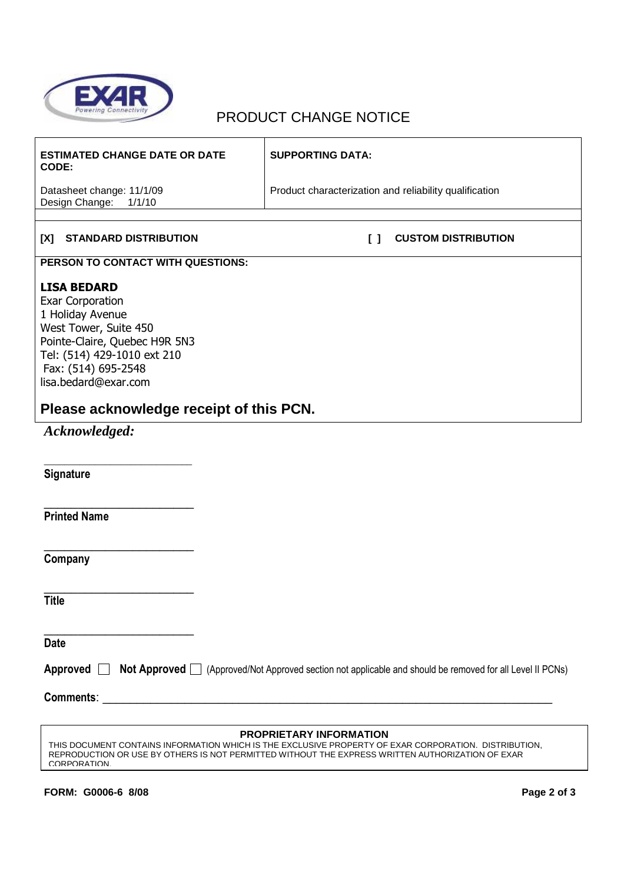# PRODUCT CHANGE NOTICE

| ESTIMATED CHANGE DATE OR DATE CODE: | SUPPORTING DATA: |
|---|---|
| Datasheet change: 11/1/09<br>Design Change: 1/1/10 | Product characterization and reliability qualification |

**[X] STANDARD DISTRIBUTION** **[ ] CUSTOM DISTRIBUTION**

**PERSON TO CONTACT WITH QUESTIONS:**

**LISA BEDARD**
Exar Corporation
1 Holiday Avenue
West Tower, Suite 450
Pointe-Claire, Quebec H9R 5N3
Tel: (514) 429-1010 ext 210
Fax: (514) 695-2548
lisa.bedard@exar.com

## Please acknowledge receipt of this PCN.

***Acknowledged:***

\_\_\_\_\_\_\_\_\_\_\_\_\_\_\_\_\_\_\_\_\_\_\_\_\_\_
**Signature**

\_\_\_\_\_\_\_\_\_\_\_\_\_\_\_\_\_\_\_\_\_\_\_\_\_\_
**Printed Name**

\_\_\_\_\_\_\_\_\_\_\_\_\_\_\_\_\_\_\_\_\_\_\_\_\_\_
**Company**

\_\_\_\_\_\_\_\_\_\_\_\_\_\_\_\_\_\_\_\_\_\_\_\_\_\_
**Title**

\_\_\_\_\_\_\_\_\_\_\_\_\_\_\_\_\_\_\_\_\_\_\_\_\_\_
**Date**

**Approved** ☐ **Not Approved** ☐ (Approved/Not Approved section not applicable and should be removed for all Level II PCNs)

**Comments**: \_\_\_\_\_\_\_\_\_\_\_\_\_\_\_\_\_\_\_\_\_\_\_\_\_\_\_\_\_\_\_\_\_\_\_\_\_\_\_\_\_\_\_\_\_\_\_\_\_\_\_\_\_\_\_\_\_\_\_\_\_\_\_\_\_\_\_\_\_\_

**PROPRIETARY INFORMATION**

THIS DOCUMENT CONTAINS INFORMATION WHICH IS THE EXCLUSIVE PROPERTY OF EXAR CORPORATION. DISTRIBUTION, REPRODUCTION OR USE BY OTHERS IS NOT PERMITTED WITHOUT THE EXPRESS WRITTEN AUTHORIZATION OF EXAR CORPORATION.

**FORM: G0006-6 8/08**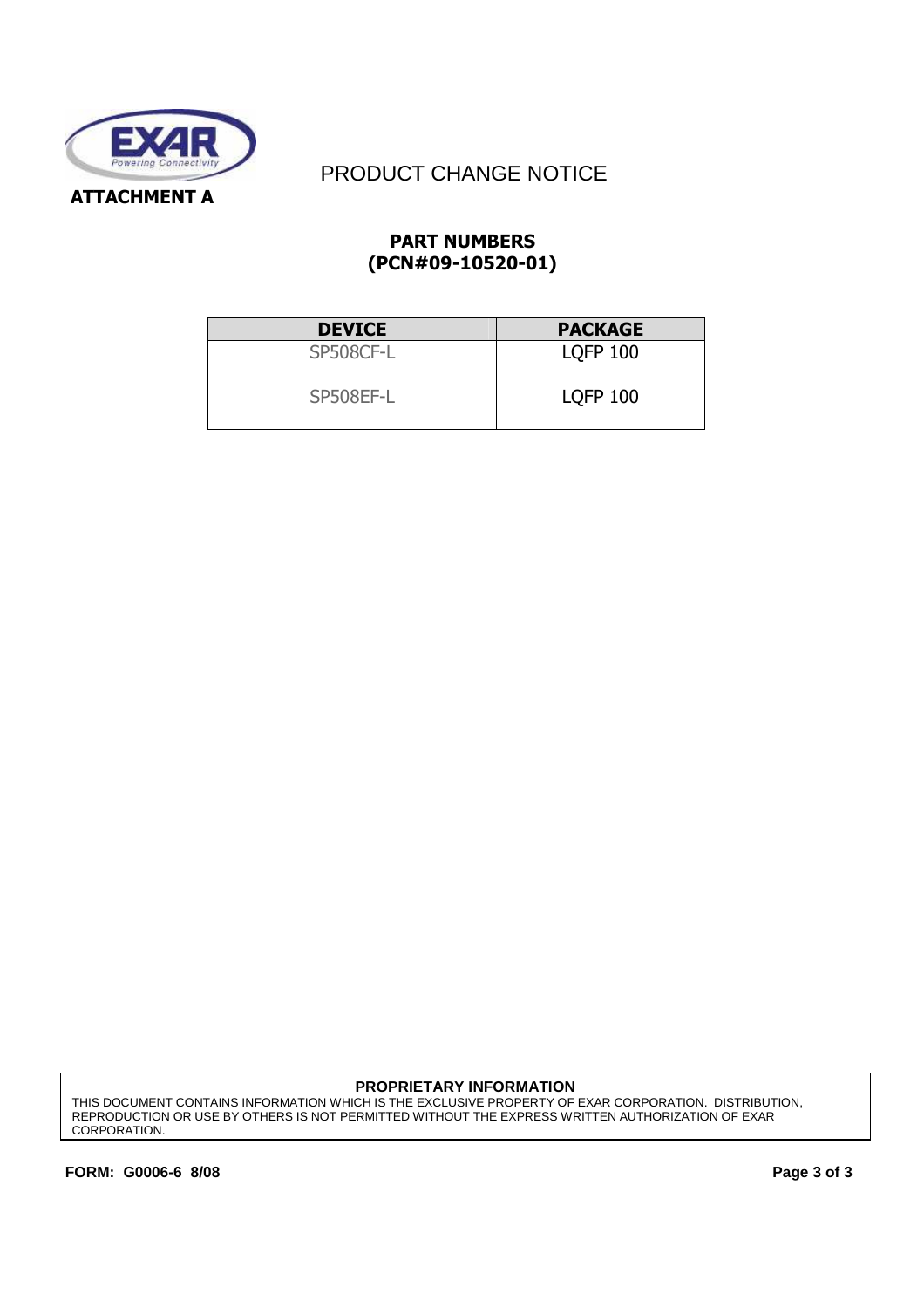# PRODUCT CHANGE NOTICE

**ATTACHMENT A**

## PART NUMBERS
## (PCN#09-10520-01)

| DEVICE | PACKAGE |
|---|---|
| SP508CF-L | LQFP 100 |
| SP508EF-L | LQFP 100 |

**PROPRIETARY INFORMATION**

THIS DOCUMENT CONTAINS INFORMATION WHICH IS THE EXCLUSIVE PROPERTY OF EXAR CORPORATION. DISTRIBUTION, REPRODUCTION OR USE BY OTHERS IS NOT PERMITTED WITHOUT THE EXPRESS WRITTEN AUTHORIZATION OF EXAR CORPORATION.

**FORM: G0006-6 8/08**